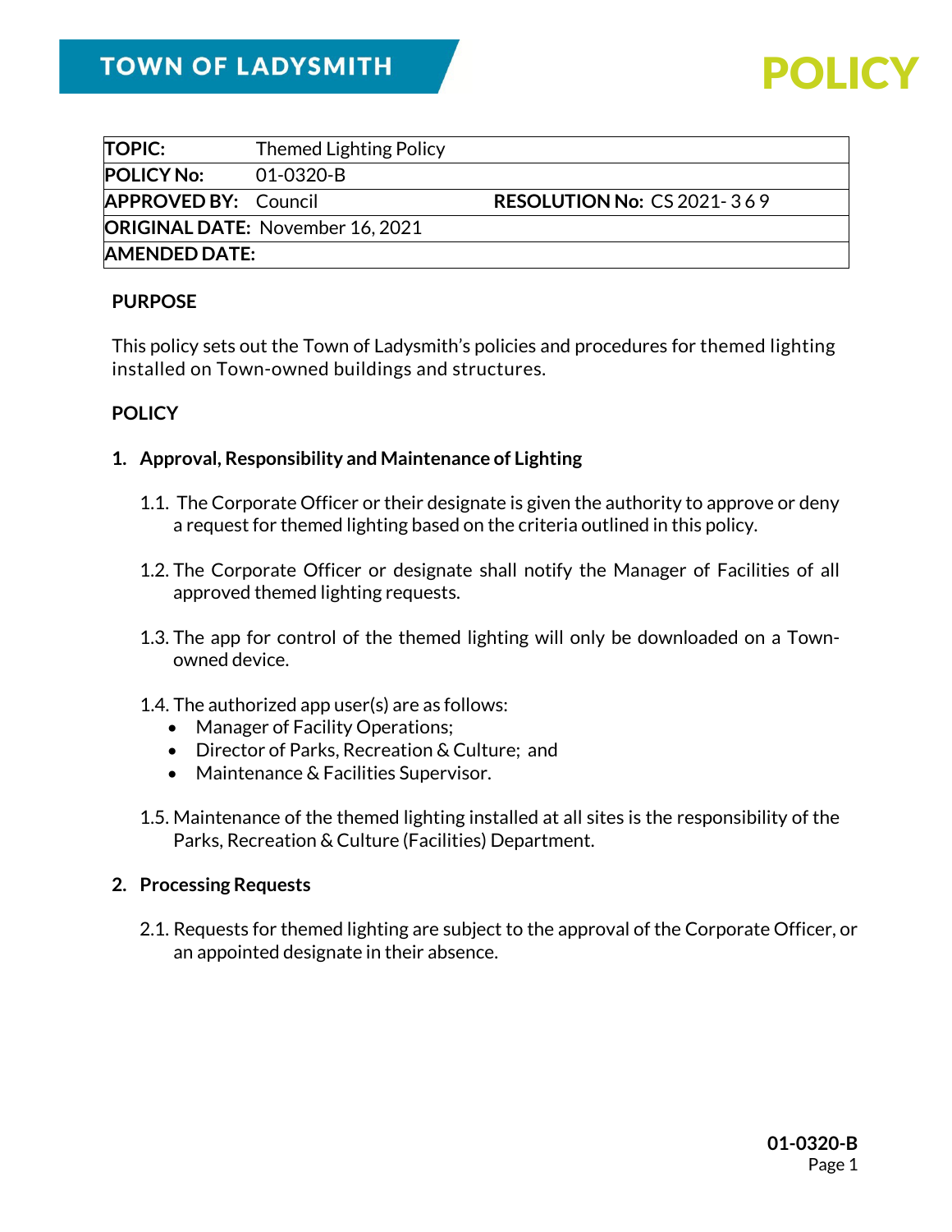# TOWN OF LADYSMITH

# POLICY

| **TOPIC:** | Themed Lighting Policy | | |
|---|---|---|---|
| **POLICY No:** | 01-0320-B | | |
| **APPROVED BY:** | Council | **RESOLUTION No:** | CS 2021- 3 6 9 |
| **ORIGINAL DATE:** | November 16, 2021 | | |
| **AMENDED DATE:** | | | |

## PURPOSE

This policy sets out the Town of Ladysmith's policies and procedures for themed lighting installed on Town-owned buildings and structures.

## POLICY

### 1. Approval, Responsibility and Maintenance of Lighting

1.1. The Corporate Officer or their designate is given the authority to approve or deny a request for themed lighting based on the criteria outlined in this policy.

1.2. The Corporate Officer or designate shall notify the Manager of Facilities of all approved themed lighting requests.

1.3. The app for control of the themed lighting will only be downloaded on a Town-owned device.

1.4. The authorized app user(s) are as follows:

- Manager of Facility Operations;
- Director of Parks, Recreation & Culture; and
- Maintenance & Facilities Supervisor.

1.5. Maintenance of the themed lighting installed at all sites is the responsibility of the Parks, Recreation & Culture (Facilities) Department.

### 2. Processing Requests

2.1. Requests for themed lighting are subject to the approval of the Corporate Officer, or an appointed designate in their absence.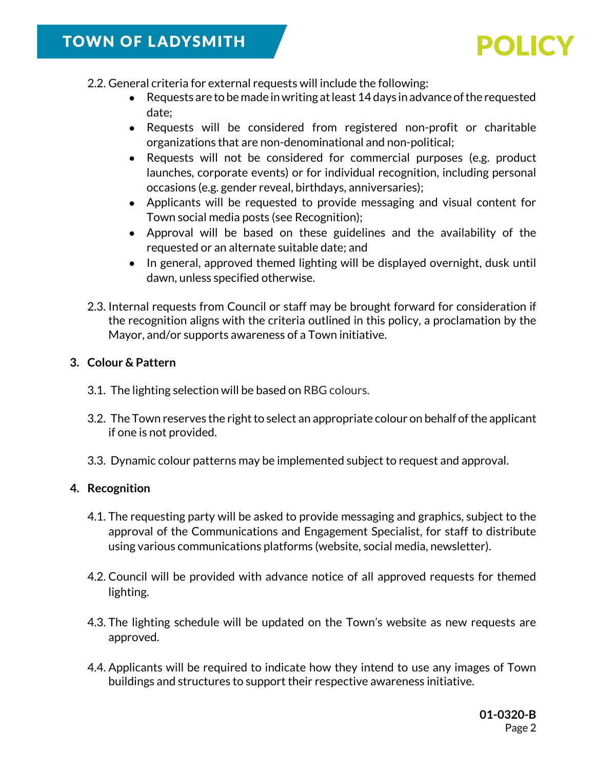2.2. General criteria for external requests will include the following:

- Requests are to be made in writing at least 14 days in advance of the requested date;
- Requests will be considered from registered non-profit or charitable organizations that are non-denominational and non-political;
- Requests will not be considered for commercial purposes (e.g. product launches, corporate events) or for individual recognition, including personal occasions (e.g. gender reveal, birthdays, anniversaries);
- Applicants will be requested to provide messaging and visual content for Town social media posts (see Recognition);
- Approval will be based on these guidelines and the availability of the requested or an alternate suitable date; and
- In general, approved themed lighting will be displayed overnight, dusk until dawn, unless specified otherwise.

2.3. Internal requests from Council or staff may be brought forward for consideration if the recognition aligns with the criteria outlined in this policy, a proclamation by the Mayor, and/or supports awareness of a Town initiative.

## 3. Colour & Pattern

3.1. The lighting selection will be based on RBG colours.

3.2. The Town reserves the right to select an appropriate colour on behalf of the applicant if one is not provided.

3.3. Dynamic colour patterns may be implemented subject to request and approval.

## 4. Recognition

4.1. The requesting party will be asked to provide messaging and graphics, subject to the approval of the Communications and Engagement Specialist, for staff to distribute using various communications platforms (website, social media, newsletter).

4.2. Council will be provided with advance notice of all approved requests for themed lighting.

4.3. The lighting schedule will be updated on the Town's website as new requests are approved.

4.4. Applicants will be required to indicate how they intend to use any images of Town buildings and structures to support their respective awareness initiative.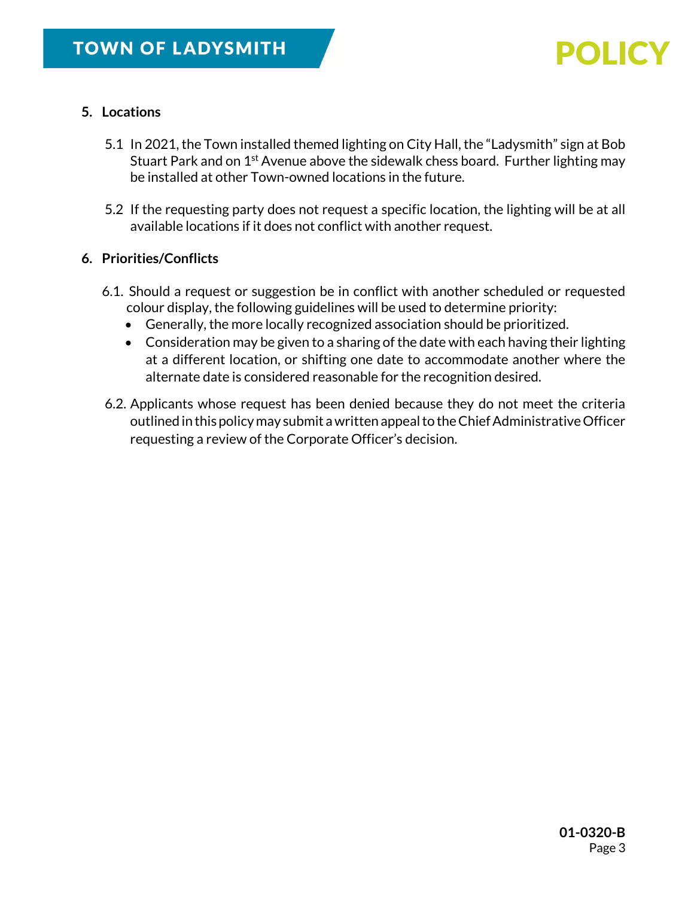## 5. Locations

5.1 In 2021, the Town installed themed lighting on City Hall, the "Ladysmith" sign at Bob Stuart Park and on 1st Avenue above the sidewalk chess board. Further lighting may be installed at other Town-owned locations in the future.

5.2 If the requesting party does not request a specific location, the lighting will be at all available locations if it does not conflict with another request.

## 6. Priorities/Conflicts

6.1. Should a request or suggestion be in conflict with another scheduled or requested colour display, the following guidelines will be used to determine priority:

- Generally, the more locally recognized association should be prioritized.
- Consideration may be given to a sharing of the date with each having their lighting at a different location, or shifting one date to accommodate another where the alternate date is considered reasonable for the recognition desired.

6.2. Applicants whose request has been denied because they do not meet the criteria outlined in this policy may submit a written appeal to the Chief Administrative Officer requesting a review of the Corporate Officer's decision.